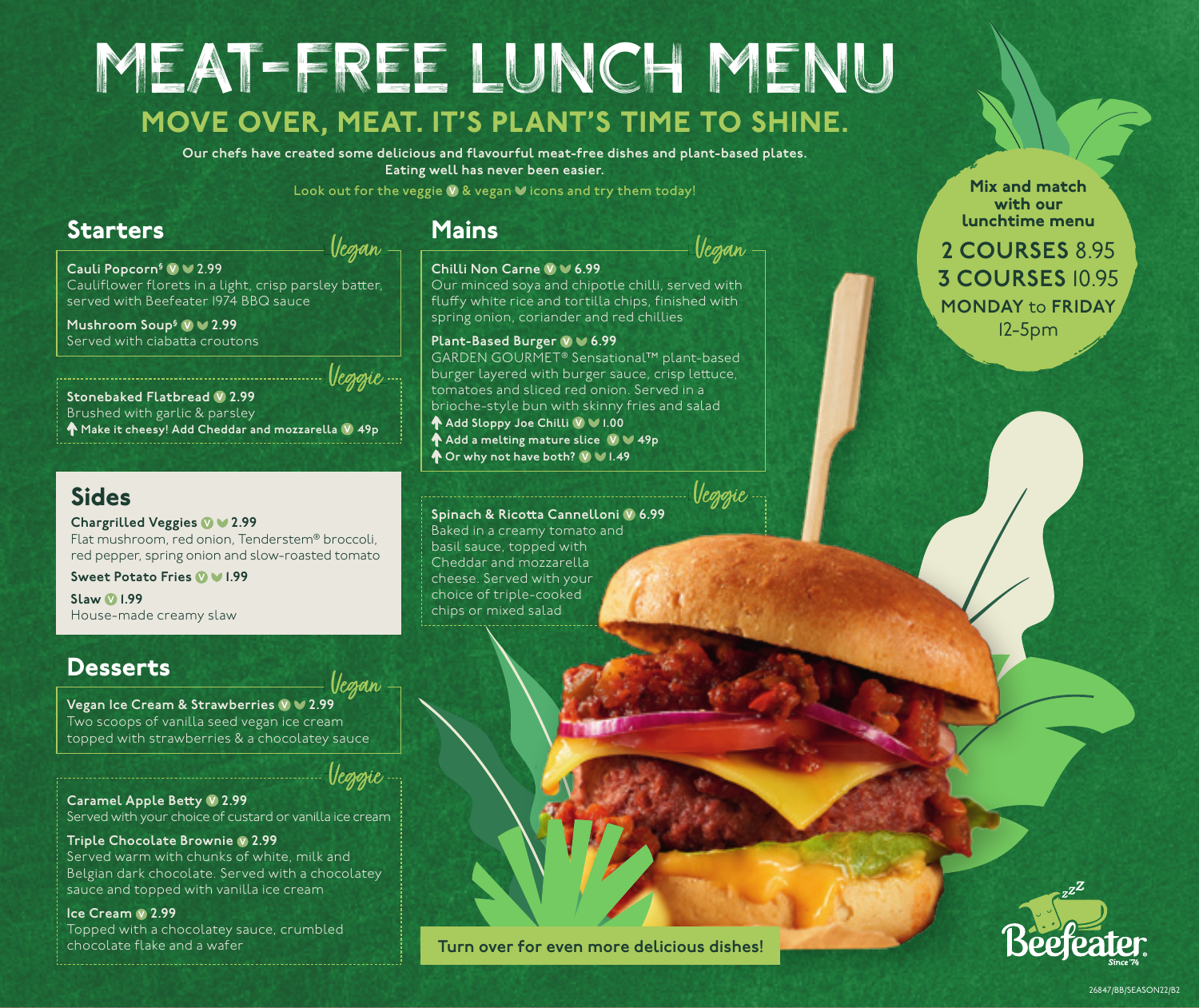# MEAT-FREE LUNCH MENU

## MOVE OVER, MEAT. IT'S PLANT'S TIME TO SHINE.

**Our chefs have created some delicious and flavourful meat-free dishes and plant-based plates. Eating well has never been easier.**

Look out for the veggie (V) & vegan icons and try them today!

**Mix and match with our lunchtime menu**

**2 COURSES** 8.95
**3 COURSES** 10.95
**MONDAY** to **FRIDAY** 12-5pm

## Starters

*Vegan*

**Cauli Popcorn$ (V) (Vegan) 2.99**
Cauliflower florets in a light, crisp parsley batter, served with Beefeater 1974 BBQ sauce

**Mushroom Soup$ (V) (Vegan) 2.99**
Served with ciabatta croutons

*Veggie*

**Stonebaked Flatbread (V) 2.99**
Brushed with garlic & parsley
**Make it cheesy! Add Cheddar and mozzarella (V) 49p**

## Sides

**Chargrilled Veggies (V) (Vegan) 2.99**
Flat mushroom, red onion, Tenderstem® broccoli, red pepper, spring onion and slow-roasted tomato

**Sweet Potato Fries (V) (Vegan) 1.99**

**Slaw (V) 1.99**
House-made creamy slaw

## Desserts

*Vegan*

**Vegan Ice Cream & Strawberries (V) (Vegan) 2.99**
Two scoops of vanilla seed vegan ice cream topped with strawberries & a chocolatey sauce

*Veggie*

**Caramel Apple Betty (V) 2.99**
Served with your choice of custard or vanilla ice cream

**Triple Chocolate Brownie (V) 2.99**
Served warm with chunks of white, milk and Belgian dark chocolate. Served with a chocolatey sauce and topped with vanilla ice cream

**Ice Cream (V) 2.99**
Topped with a chocolatey sauce, crumbled chocolate flake and a wafer

## Mains

*Vegan*

**Chilli Non Carne (V) (Vegan) 6.99**
Our minced soya and chipotle chilli, served with fluffy white rice and tortilla chips, finished with spring onion, coriander and red chillies

**Plant-Based Burger (V) (Vegan) 6.99**
GARDEN GOURMET® Sensational™ plant-based burger layered with burger sauce, crisp lettuce, tomatoes and sliced red onion. Served in a brioche-style bun with skinny fries and salad
**Add Sloppy Joe Chilli (V) (Vegan) 1.00**
**Add a melting mature slice (V) (Vegan) 49p**
**Or why not have both? (V) (Vegan) 1.49**

*Veggie*

**Spinach & Ricotta Cannelloni (V) 6.99**
Baked in a creamy tomato and basil sauce, topped with Cheddar and mozzarella cheese. Served with your choice of triple-cooked chips or mixed salad

Turn over for even more delicious dishes!

Beefeater Since '74

26847/BB/SEASON22/B2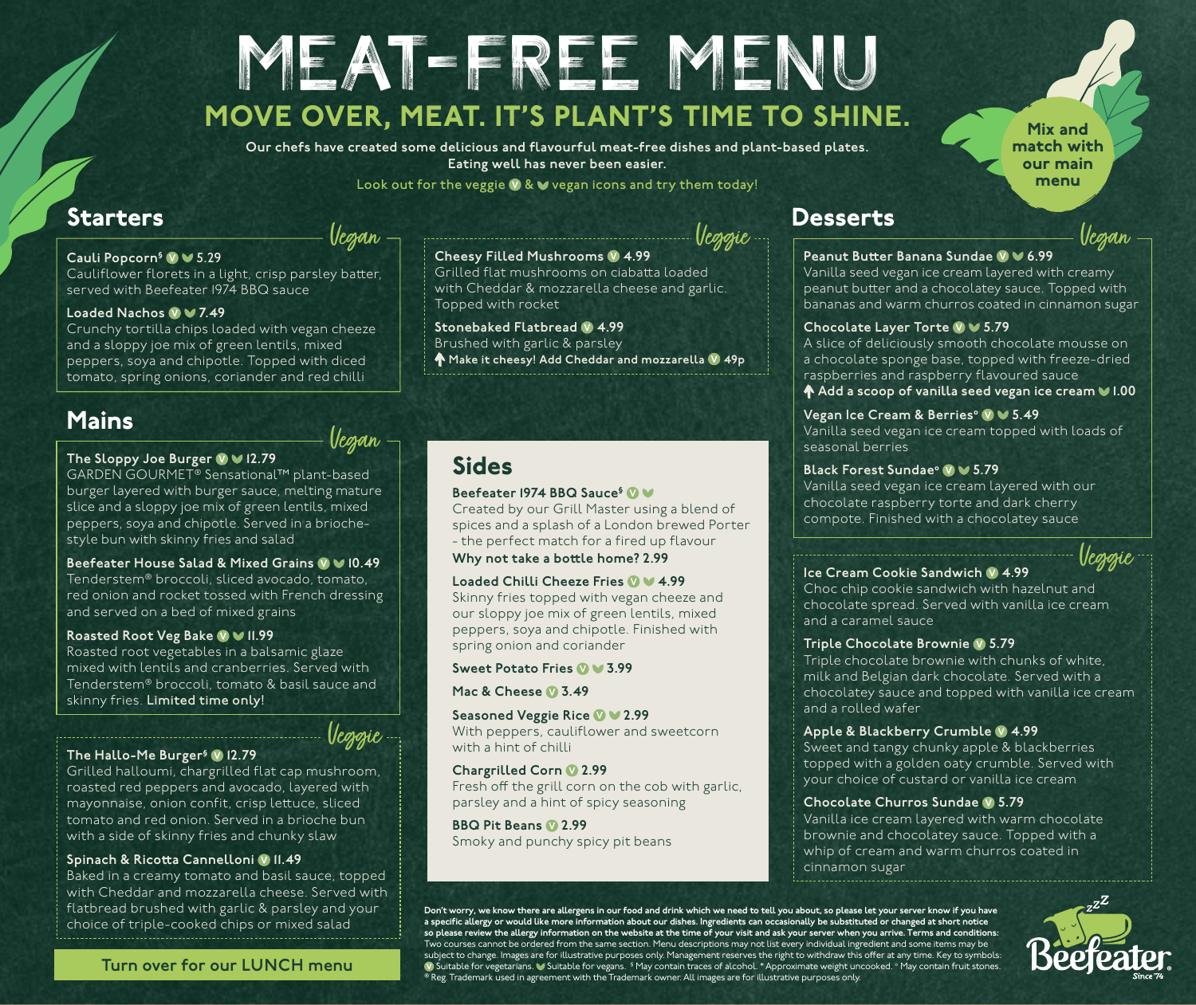# MEAT-FREE MENU

## MOVE OVER, MEAT. IT'S PLANT'S TIME TO SHINE.

**Our chefs have created some delicious and flavourful meat-free dishes and plant-based plates. Eating well has never been easier.**

Look out for the veggie (V) & vegan icons and try them today!

**Mix and match with our main menu**

## Starters

*Vegan*

**Cauli Popcorn$ (V) (Vegan) 5.29**
Cauliflower florets in a light, crisp parsley batter, served with Beefeater 1974 BBQ sauce

**Loaded Nachos (V) (Vegan) 7.49**
Crunchy tortilla chips loaded with vegan cheeze and a sloppy joe mix of green lentils, mixed peppers, soya and chipotle. Topped with diced tomato, spring onions, coriander and red chilli

*Veggie*

**Cheesy Filled Mushrooms (V) 4.99**
Grilled flat mushrooms on ciabatta loaded with Cheddar & mozzarella cheese and garlic. Topped with rocket

**Stonebaked Flatbread (V) 4.99**
Brushed with garlic & parsley
**Make it cheesy! Add Cheddar and mozzarella (V) 49p**

## Mains

*Vegan*

**The Sloppy Joe Burger (V) (Vegan) 12.79**
GARDEN GOURMET® Sensational™ plant-based burger layered with burger sauce, melting mature slice and a sloppy joe mix of green lentils, mixed peppers, soya and chipotle. Served in a brioche-style bun with skinny fries and salad

**Beefeater House Salad & Mixed Grains (V) (Vegan) 10.49**
Tenderstem® broccoli, sliced avocado, tomato, red onion and rocket tossed with French dressing and served on a bed of mixed grains

**Roasted Root Veg Bake (V) (Vegan) 11.99**
Roasted root vegetables in a balsamic glaze mixed with lentils and cranberries. Served with Tenderstem® broccoli, tomato & basil sauce and skinny fries. **Limited time only!**

*Veggie*

**The Hallo-Me Burger$ (V) 12.79**
Grilled halloumi, chargrilled flat cap mushroom, roasted red peppers and avocado, layered with mayonnaise, onion confit, crisp lettuce, sliced tomato and red onion. Served in a brioche bun with a side of skinny fries and chunky slaw

**Spinach & Ricotta Cannelloni (V) 11.49**
Baked in a creamy tomato and basil sauce, topped with Cheddar and mozzarella cheese. Served with flatbread brushed with garlic & parsley and your choice of triple-cooked chips or mixed salad

**Turn over for our LUNCH menu**

## Sides

**Beefeater 1974 BBQ Sauce$ (V) (Vegan)**
Created by our Grill Master using a blend of spices and a splash of a London brewed Porter - the perfect match for a fired up flavour
**Why not take a bottle home? 2.99**

**Loaded Chilli Cheeze Fries (V) (Vegan) 4.99**
Skinny fries topped with vegan cheeze and our sloppy joe mix of green lentils, mixed peppers, soya and chipotle. Finished with spring onion and coriander

**Sweet Potato Fries (V) (Vegan) 3.99**

**Mac & Cheese (V) 3.49**

**Seasoned Veggie Rice (V) (Vegan) 2.99**
With peppers, cauliflower and sweetcorn with a hint of chilli

**Chargrilled Corn (V) 2.99**
Fresh off the grill corn on the cob with garlic, parsley and a hint of spicy seasoning

**BBQ Pit Beans (V) 2.99**
Smoky and punchy spicy pit beans

## Desserts

*Vegan*

**Peanut Butter Banana Sundae (V) (Vegan) 6.99**
Vanilla seed vegan ice cream layered with creamy peanut butter and a chocolatey sauce. Topped with bananas and warm churros coated in cinnamon sugar

**Chocolate Layer Torte (V) (Vegan) 5.79**
A slice of deliciously smooth chocolate mousse on a chocolate sponge base, topped with freeze-dried raspberries and raspberry flavoured sauce
**Add a scoop of vanilla seed vegan ice cream (Vegan) 1.00**

**Vegan Ice Cream & Berries° (V) (Vegan) 5.49**
Vanilla seed vegan ice cream topped with loads of seasonal berries

**Black Forest Sundae° (V) (Vegan) 5.79**
Vanilla seed vegan ice cream layered with our chocolate raspberry torte and dark cherry compote. Finished with a chocolatey sauce

*Veggie*

**Ice Cream Cookie Sandwich (V) 4.99**
Choc chip cookie sandwich with hazelnut and chocolate spread. Served with vanilla ice cream and a caramel sauce

**Triple Chocolate Brownie (V) 5.79**
Triple chocolate brownie with chunks of white, milk and Belgian dark chocolate. Served with a chocolatey sauce and topped with vanilla ice cream and a rolled wafer

**Apple & Blackberry Crumble (V) 4.99**
Sweet and tangy chunky apple & blackberries topped with a golden oaty crumble. Served with your choice of custard or vanilla ice cream

**Chocolate Churros Sundae (V) 5.79**
Vanilla ice cream layered with warm chocolate brownie and chocolatey sauce. Topped with a whip of cream and warm churros coated in cinnamon sugar

**Don't worry, we know there are allergens in our food and drink which we need to tell you about, so please let your server know if you have a specific allergy or would like more information about our dishes. Ingredients can occasionally be substituted or changed at short notice so please review the allergy information on the website at the time of your visit and ask your server when you arrive. Terms and conditions:** Two courses cannot be ordered from the same section. Menu descriptions may not list every individual ingredient and some items may be subject to change. Images are for illustrative purposes only. Management reserves the right to withdraw this offer at any time. Key to symbols: (V) Suitable for vegetarians. (Vegan) Suitable for vegans. $ May contain traces of alcohol. * Approximate weight uncooked. ° May contain fruit stones. ® Reg. Trademark used in agreement with the Trademark owner. All images are for illustrative purposes only.

Beefeater Since '74